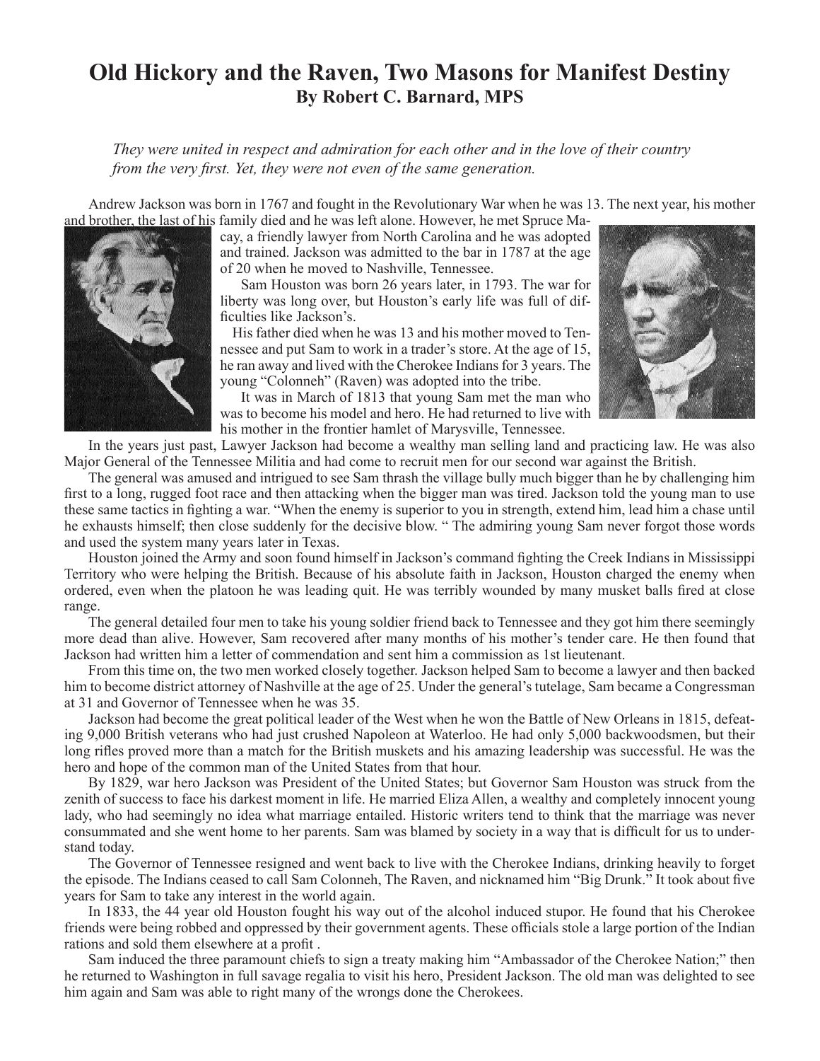# Old Hickory and the Raven, Two Masons for Manifest Destiny
## By Robert C. Barnard, MPS

*They were united in respect and admiration for each other and in the love of their country from the very first. Yet, they were not even of the same generation.*

Andrew Jackson was born in 1767 and fought in the Revolutionary War when he was 13. The next year, his mother and brother, the last of his family died and he was left alone. However, he met Spruce Macay, a friendly lawyer from North Carolina and he was adopted and trained. Jackson was admitted to the bar in 1787 at the age of 20 when he moved to Nashville, Tennessee.

Sam Houston was born 26 years later, in 1793. The war for liberty was long over, but Houston's early life was full of difficulties like Jackson's.

His father died when he was 13 and his mother moved to Tennessee and put Sam to work in a trader's store. At the age of 15, he ran away and lived with the Cherokee Indians for 3 years. The young "Colonneh" (Raven) was adopted into the tribe.

It was in March of 1813 that young Sam met the man who was to become his model and hero. He had returned to live with his mother in the frontier hamlet of Marysville, Tennessee.

In the years just past, Lawyer Jackson had become a wealthy man selling land and practicing law. He was also Major General of the Tennessee Militia and had come to recruit men for our second war against the British.

The general was amused and intrigued to see Sam thrash the village bully much bigger than he by challenging him first to a long, rugged foot race and then attacking when the bigger man was tired. Jackson told the young man to use these same tactics in fighting a war. "When the enemy is superior to you in strength, extend him, lead him a chase until he exhausts himself; then close suddenly for the decisive blow. " The admiring young Sam never forgot those words and used the system many years later in Texas.

Houston joined the Army and soon found himself in Jackson's command fighting the Creek Indians in Mississippi Territory who were helping the British. Because of his absolute faith in Jackson, Houston charged the enemy when ordered, even when the platoon he was leading quit. He was terribly wounded by many musket balls fired at close range.

The general detailed four men to take his young soldier friend back to Tennessee and they got him there seemingly more dead than alive. However, Sam recovered after many months of his mother's tender care. He then found that Jackson had written him a letter of commendation and sent him a commission as 1st lieutenant.

From this time on, the two men worked closely together. Jackson helped Sam to become a lawyer and then backed him to become district attorney of Nashville at the age of 25. Under the general's tutelage, Sam became a Congressman at 31 and Governor of Tennessee when he was 35.

Jackson had become the great political leader of the West when he won the Battle of New Orleans in 1815, defeating 9,000 British veterans who had just crushed Napoleon at Waterloo. He had only 5,000 backwoodsmen, but their long rifles proved more than a match for the British muskets and his amazing leadership was successful. He was the hero and hope of the common man of the United States from that hour.

By 1829, war hero Jackson was President of the United States; but Governor Sam Houston was struck from the zenith of success to face his darkest moment in life. He married Eliza Allen, a wealthy and completely innocent young lady, who had seemingly no idea what marriage entailed. Historic writers tend to think that the marriage was never consummated and she went home to her parents. Sam was blamed by society in a way that is difficult for us to understand today.

The Governor of Tennessee resigned and went back to live with the Cherokee Indians, drinking heavily to forget the episode. The Indians ceased to call Sam Colonneh, The Raven, and nicknamed him "Big Drunk." It took about five years for Sam to take any interest in the world again.

In 1833, the 44 year old Houston fought his way out of the alcohol induced stupor. He found that his Cherokee friends were being robbed and oppressed by their government agents. These officials stole a large portion of the Indian rations and sold them elsewhere at a profit .

Sam induced the three paramount chiefs to sign a treaty making him "Ambassador of the Cherokee Nation;" then he returned to Washington in full savage regalia to visit his hero, President Jackson. The old man was delighted to see him again and Sam was able to right many of the wrongs done the Cherokees.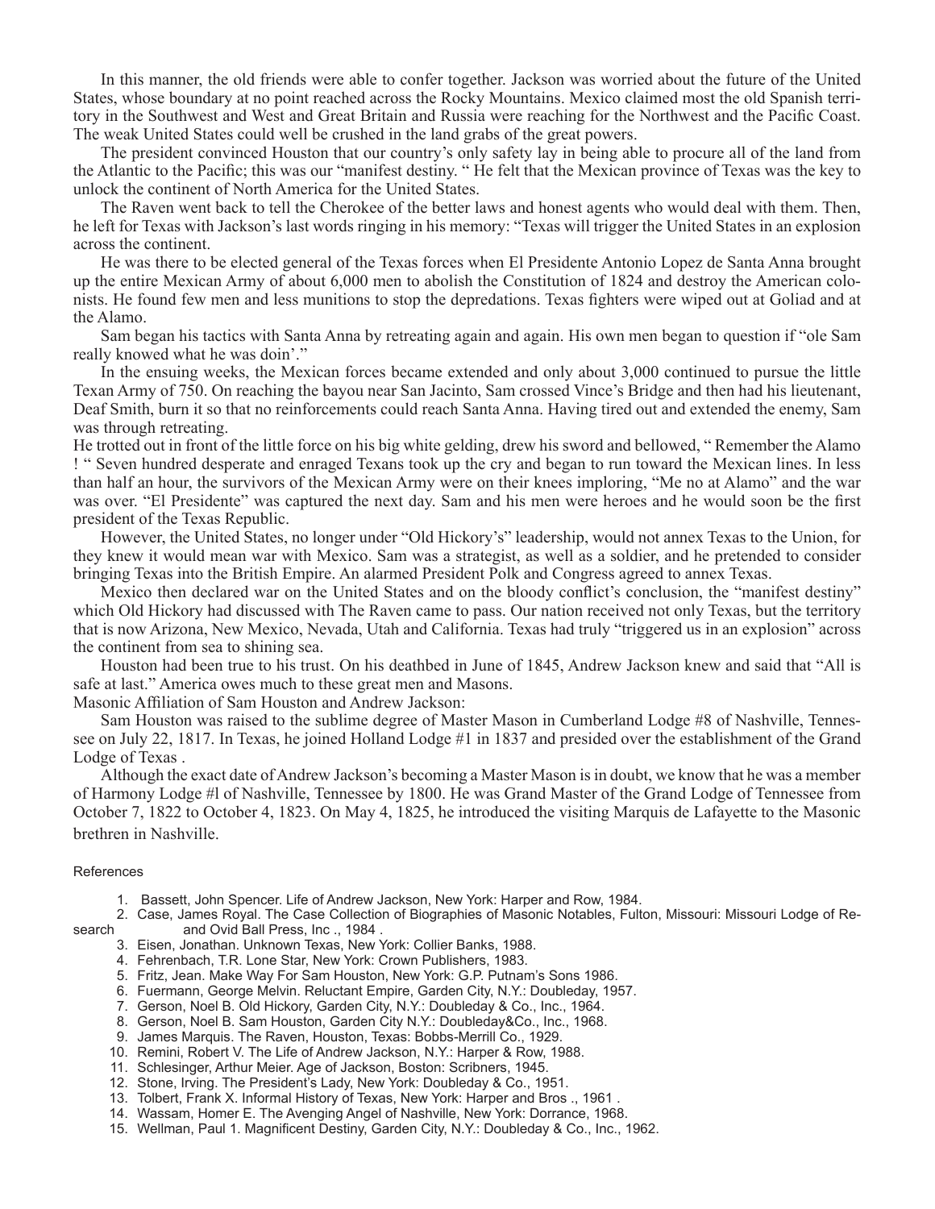In this manner, the old friends were able to confer together. Jackson was worried about the future of the United States, whose boundary at no point reached across the Rocky Mountains. Mexico claimed most the old Spanish territory in the Southwest and West and Great Britain and Russia were reaching for the Northwest and the Pacific Coast. The weak United States could well be crushed in the land grabs of the great powers.

The president convinced Houston that our country's only safety lay in being able to procure all of the land from the Atlantic to the Pacific; this was our "manifest destiny. " He felt that the Mexican province of Texas was the key to unlock the continent of North America for the United States.

The Raven went back to tell the Cherokee of the better laws and honest agents who would deal with them. Then, he left for Texas with Jackson's last words ringing in his memory: "Texas will trigger the United States in an explosion across the continent.

He was there to be elected general of the Texas forces when El Presidente Antonio Lopez de Santa Anna brought up the entire Mexican Army of about 6,000 men to abolish the Constitution of 1824 and destroy the American colonists. He found few men and less munitions to stop the depredations. Texas fighters were wiped out at Goliad and at the Alamo.

Sam began his tactics with Santa Anna by retreating again and again. His own men began to question if "ole Sam really knowed what he was doin'."

In the ensuing weeks, the Mexican forces became extended and only about 3,000 continued to pursue the little Texan Army of 750. On reaching the bayou near San Jacinto, Sam crossed Vince's Bridge and then had his lieutenant, Deaf Smith, burn it so that no reinforcements could reach Santa Anna. Having tired out and extended the enemy, Sam was through retreating.

He trotted out in front of the little force on his big white gelding, drew his sword and bellowed, " Remember the Alamo ! " Seven hundred desperate and enraged Texans took up the cry and began to run toward the Mexican lines. In less than half an hour, the survivors of the Mexican Army were on their knees imploring, "Me no at Alamo" and the war was over. "El Presidente" was captured the next day. Sam and his men were heroes and he would soon be the first president of the Texas Republic.

However, the United States, no longer under "Old Hickory's" leadership, would not annex Texas to the Union, for they knew it would mean war with Mexico. Sam was a strategist, as well as a soldier, and he pretended to consider bringing Texas into the British Empire. An alarmed President Polk and Congress agreed to annex Texas.

Mexico then declared war on the United States and on the bloody conflict's conclusion, the "manifest destiny" which Old Hickory had discussed with The Raven came to pass. Our nation received not only Texas, but the territory that is now Arizona, New Mexico, Nevada, Utah and California. Texas had truly "triggered us in an explosion" across the continent from sea to shining sea.

Houston had been true to his trust. On his deathbed in June of 1845, Andrew Jackson knew and said that "All is safe at last." America owes much to these great men and Masons.

Masonic Affiliation of Sam Houston and Andrew Jackson:

Sam Houston was raised to the sublime degree of Master Mason in Cumberland Lodge #8 of Nashville, Tennessee on July 22, 1817. In Texas, he joined Holland Lodge #1 in 1837 and presided over the establishment of the Grand Lodge of Texas .

Although the exact date of Andrew Jackson's becoming a Master Mason is in doubt, we know that he was a member of Harmony Lodge #l of Nashville, Tennessee by 1800. He was Grand Master of the Grand Lodge of Tennessee from October 7, 1822 to October 4, 1823. On May 4, 1825, he introduced the visiting Marquis de Lafayette to the Masonic brethren in Nashville.

References

1. Bassett, John Spencer. Life of Andrew Jackson, New York: Harper and Row, 1984.
2. Case, James Royal. The Case Collection of Biographies of Masonic Notables, Fulton, Missouri: Missouri Lodge of Research and Ovid Ball Press, Inc ., 1984 .
3. Eisen, Jonathan. Unknown Texas, New York: Collier Banks, 1988.
4. Fehrenbach, T.R. Lone Star, New York: Crown Publishers, 1983.
5. Fritz, Jean. Make Way For Sam Houston, New York: G.P. Putnam's Sons 1986.
6. Fuermann, George Melvin. Reluctant Empire, Garden City, N.Y.: Doubleday, 1957.
7. Gerson, Noel B. Old Hickory, Garden City, N.Y.: Doubleday & Co., Inc., 1964.
8. Gerson, Noel B. Sam Houston, Garden City N.Y.: Doubleday&Co., Inc., 1968.
9. James Marquis. The Raven, Houston, Texas: Bobbs-Merrill Co., 1929.
10. Remini, Robert V. The Life of Andrew Jackson, N.Y.: Harper & Row, 1988.
11. Schlesinger, Arthur Meier. Age of Jackson, Boston: Scribners, 1945.
12. Stone, Irving. The President's Lady, New York: Doubleday & Co., 1951.
13. Tolbert, Frank X. Informal History of Texas, New York: Harper and Bros ., 1961 .
14. Wassam, Homer E. The Avenging Angel of Nashville, New York: Dorrance, 1968.
15. Wellman, Paul 1. Magnificent Destiny, Garden City, N.Y.: Doubleday & Co., Inc., 1962.